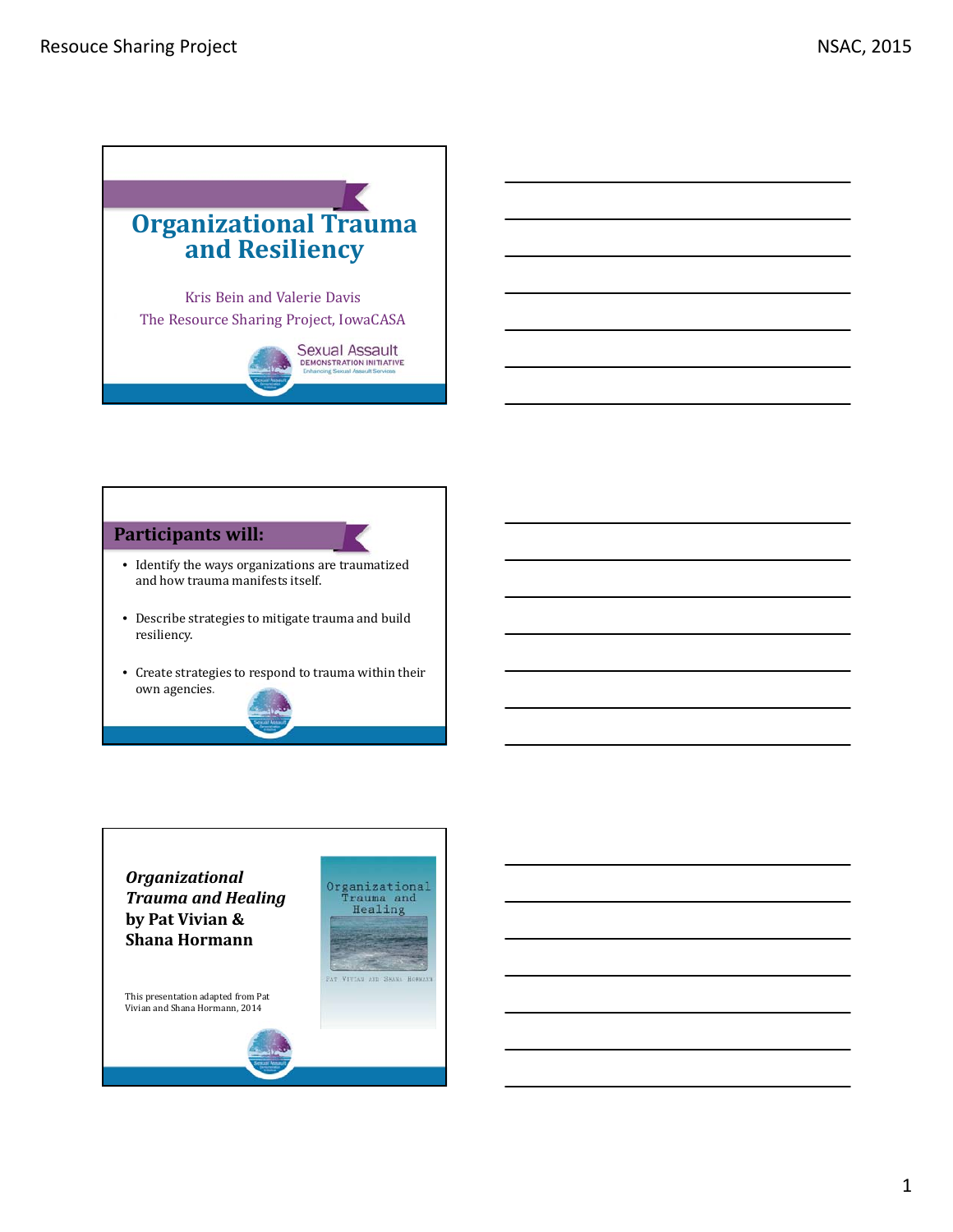# Organizational Trauma and Resiliency

Kris Bein and Valerie Davis

The Resource Sharing Project, IowaCASA

Sexual Assault DEMONSTRATION INITIATIVE Enhancing Sexual Assault Services

## Participants will:

- Identify the ways organizations are traumatized and how trauma manifests itself.
- Describe strategies to mitigate trauma and build resiliency.
- Create strategies to respond to trauma within their own agencies.

***Organizational Trauma and Healing*** **by Pat Vivian & Shana Hormann**

This presentation adapted from Pat Vivian and Shana Hormann, 2014

Organizational Trauma and Healing

Pat Vivian and Shana Hormann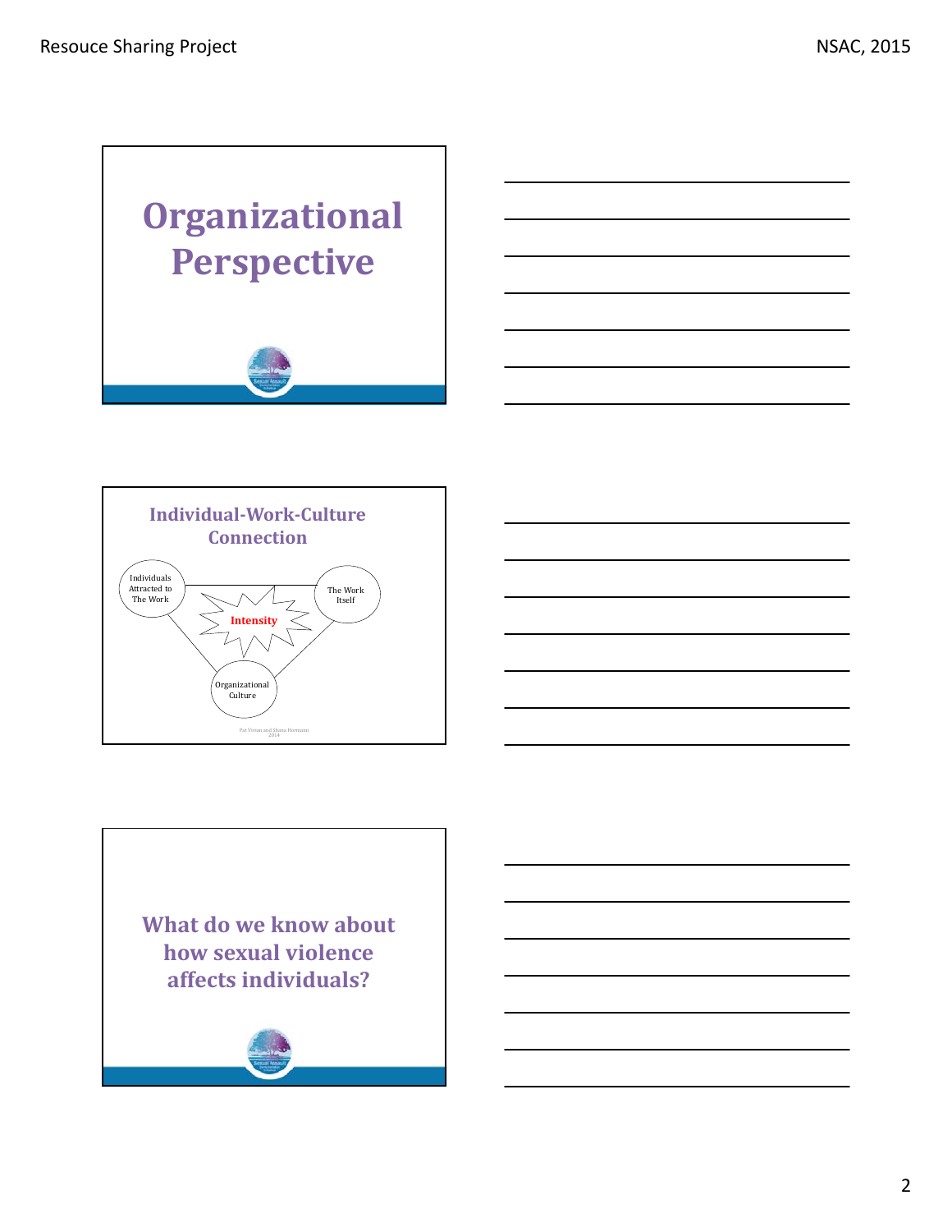# Organizational Perspective

## Individual-Work-Culture Connection

Individuals Attracted to The Work

The Work Itself

Intensity

Organizational Culture

Pat Vivian and Shana Hormann 2014

## What do we know about how sexual violence affects individuals?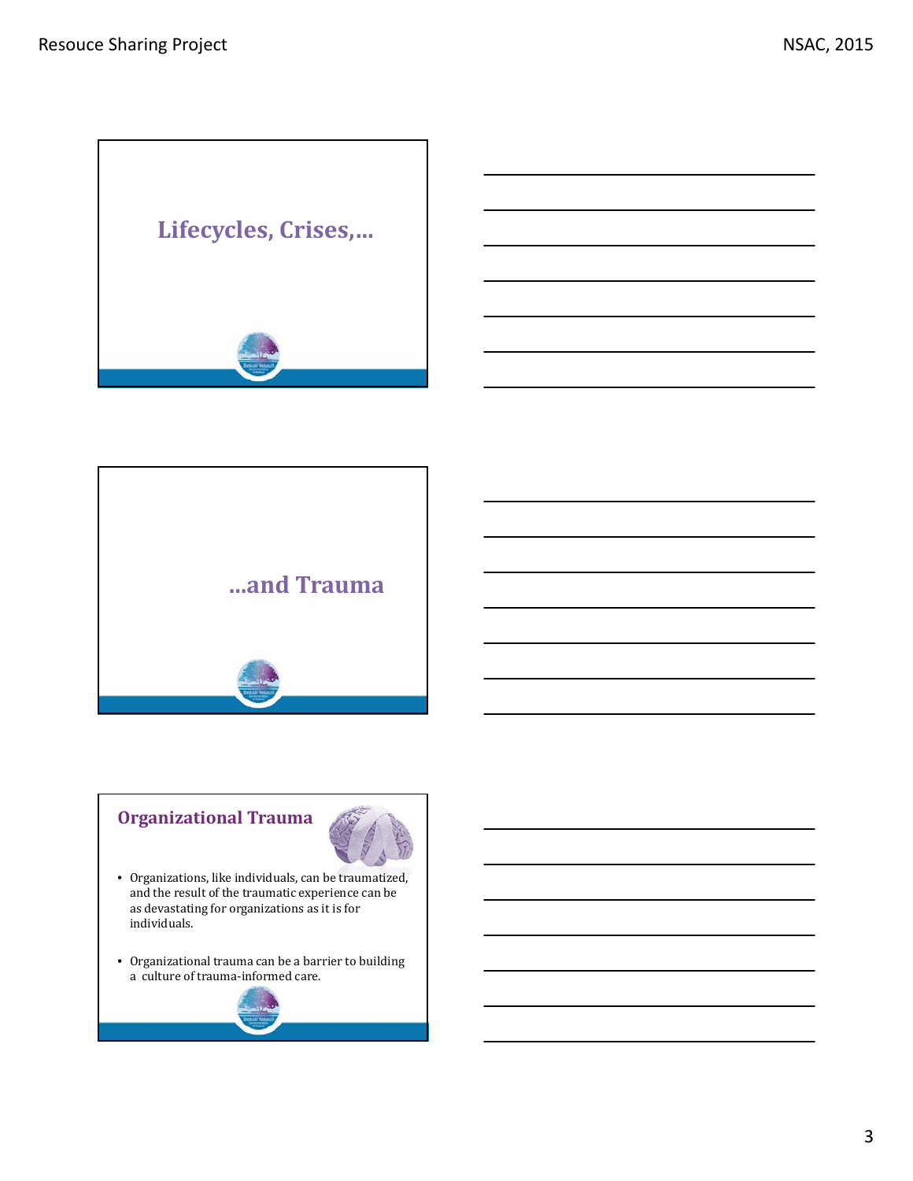## Lifecycles, Crises,…

## …and Trauma

## Organizational Trauma

- Organizations, like individuals, can be traumatized, and the result of the traumatic experience can be as devastating for organizations as it is for individuals.
- Organizational trauma can be a barrier to building a culture of trauma-informed care.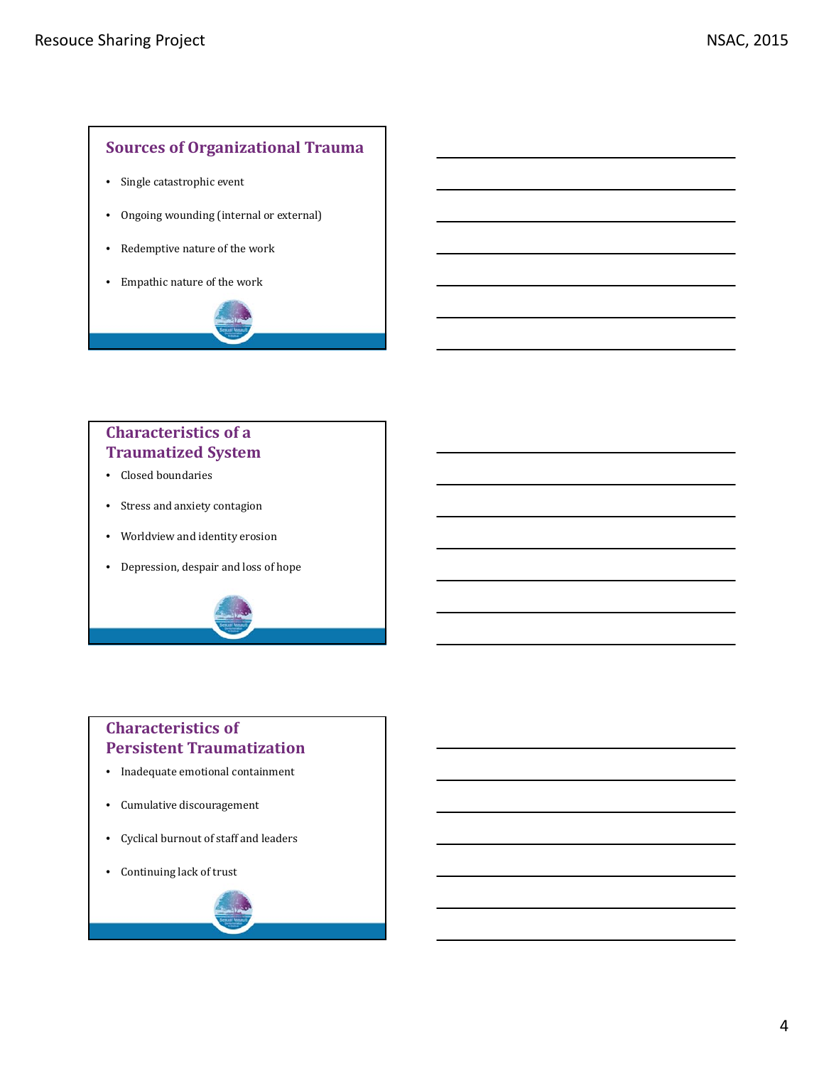## Sources of Organizational Trauma

- Single catastrophic event
- Ongoing wounding (internal or external)
- Redemptive nature of the work
- Empathic nature of the work

## Characteristics of a Traumatized System

- Closed boundaries
- Stress and anxiety contagion
- Worldview and identity erosion
- Depression, despair and loss of hope

## Characteristics of Persistent Traumatization

- Inadequate emotional containment
- Cumulative discouragement
- Cyclical burnout of staff and leaders
- Continuing lack of trust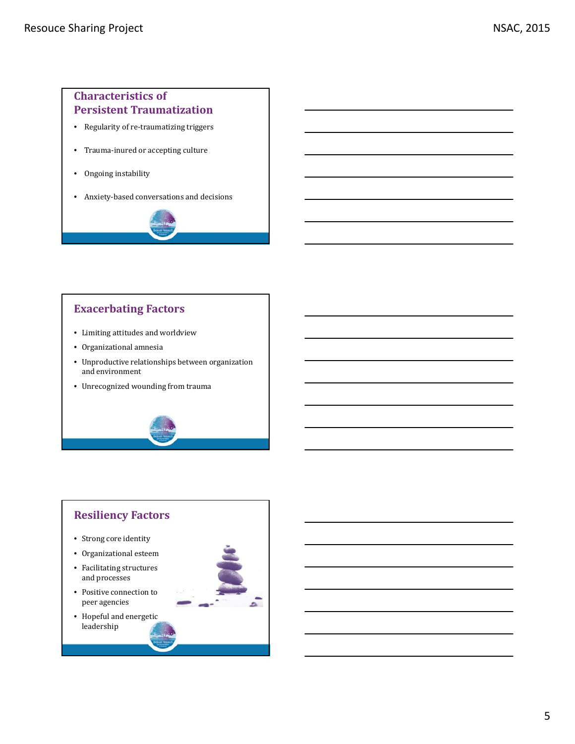## Characteristics of Persistent Traumatization

- Regularity of re-traumatizing triggers
- Trauma-inured or accepting culture
- Ongoing instability
- Anxiety-based conversations and decisions

## Exacerbating Factors

- Limiting attitudes and worldview
- Organizational amnesia
- Unproductive relationships between organization and environment
- Unrecognized wounding from trauma

## Resiliency Factors

- Strong core identity
- Organizational esteem
- Facilitating structures and processes
- Positive connection to peer agencies
- Hopeful and energetic leadership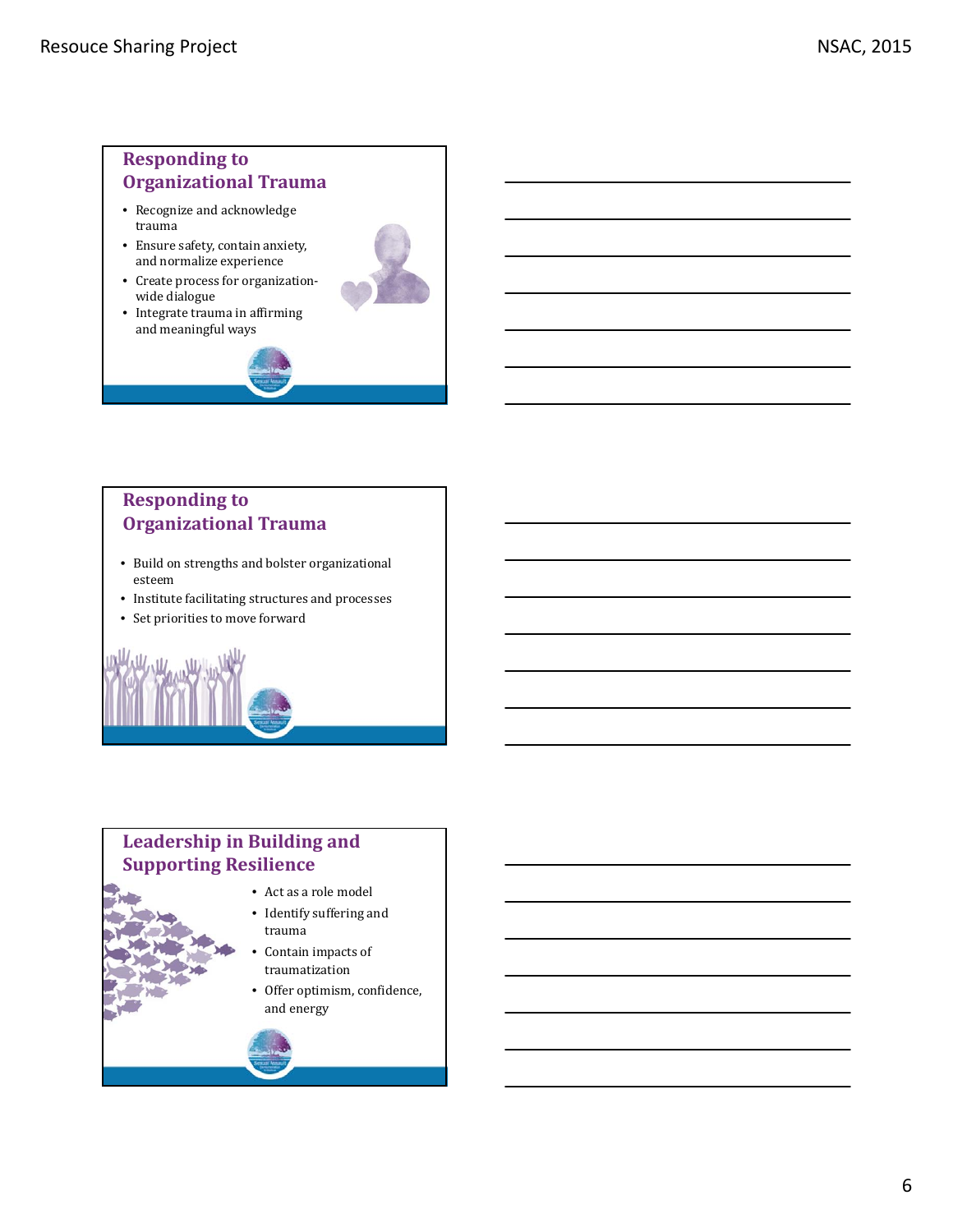## Responding to Organizational Trauma

- Recognize and acknowledge trauma
- Ensure safety, contain anxiety, and normalize experience
- Create process for organization-wide dialogue
- Integrate trauma in affirming and meaningful ways

## Responding to Organizational Trauma

- Build on strengths and bolster organizational esteem
- Institute facilitating structures and processes
- Set priorities to move forward

## Leadership in Building and Supporting Resilience

- Act as a role model
- Identify suffering and trauma
- Contain impacts of traumatization
- Offer optimism, confidence, and energy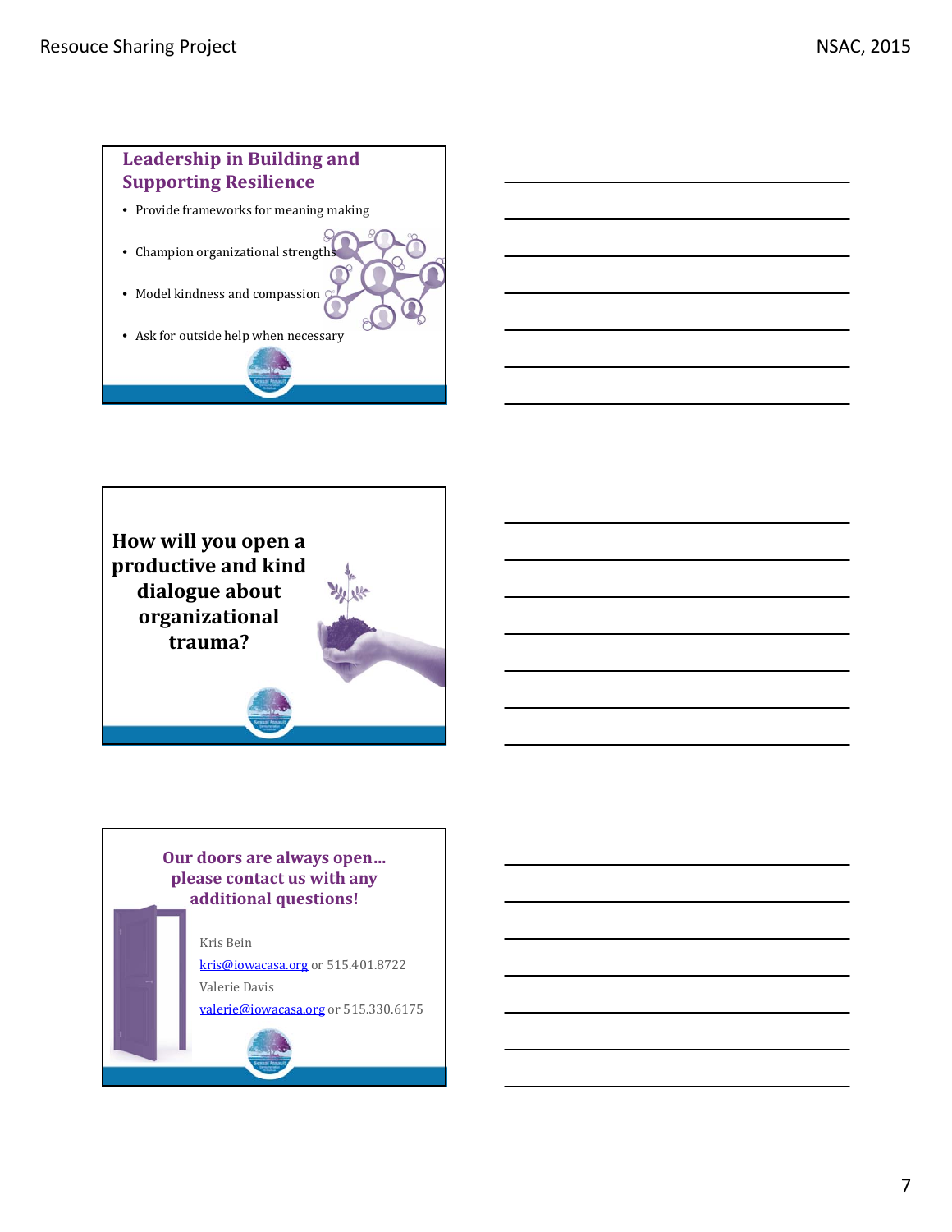## Leadership in Building and Supporting Resilience

- Provide frameworks for meaning making
- Champion organizational strengths
- Model kindness and compassion
- Ask for outside help when necessary

---

**How will you open a productive and kind dialogue about organizational trauma?**

---

## Our doors are always open… please contact us with any additional questions!

Kris Bein

kris@iowacasa.org or 515.401.8722

Valerie Davis

valerie@iowacasa.org or 515.330.6175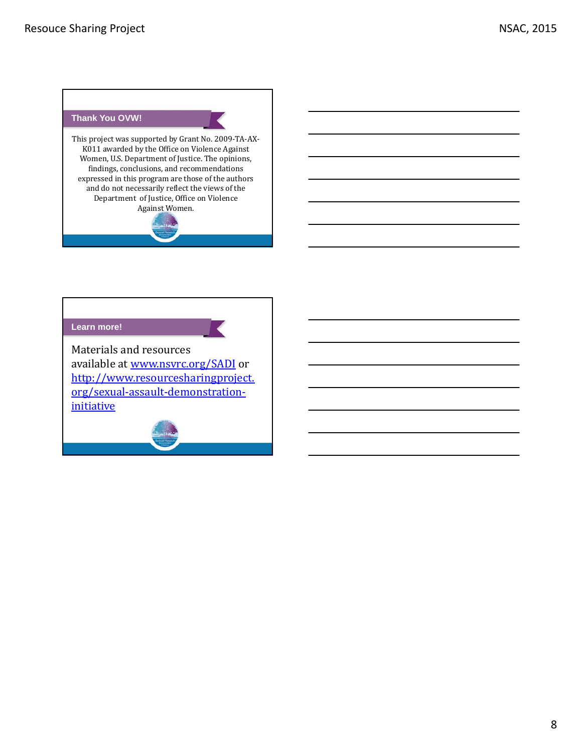## Thank You OVW!

This project was supported by Grant No. 2009-TA-AX-K011 awarded by the Office on Violence Against Women, U.S. Department of Justice. The opinions, findings, conclusions, and recommendations expressed in this program are those of the authors and do not necessarily reflect the views of the Department of Justice, Office on Violence Against Women.

## Learn more!

Materials and resources available at www.nsvrc.org/SADI or http://www.resourcesharingproject.org/sexual-assault-demonstration-initiative